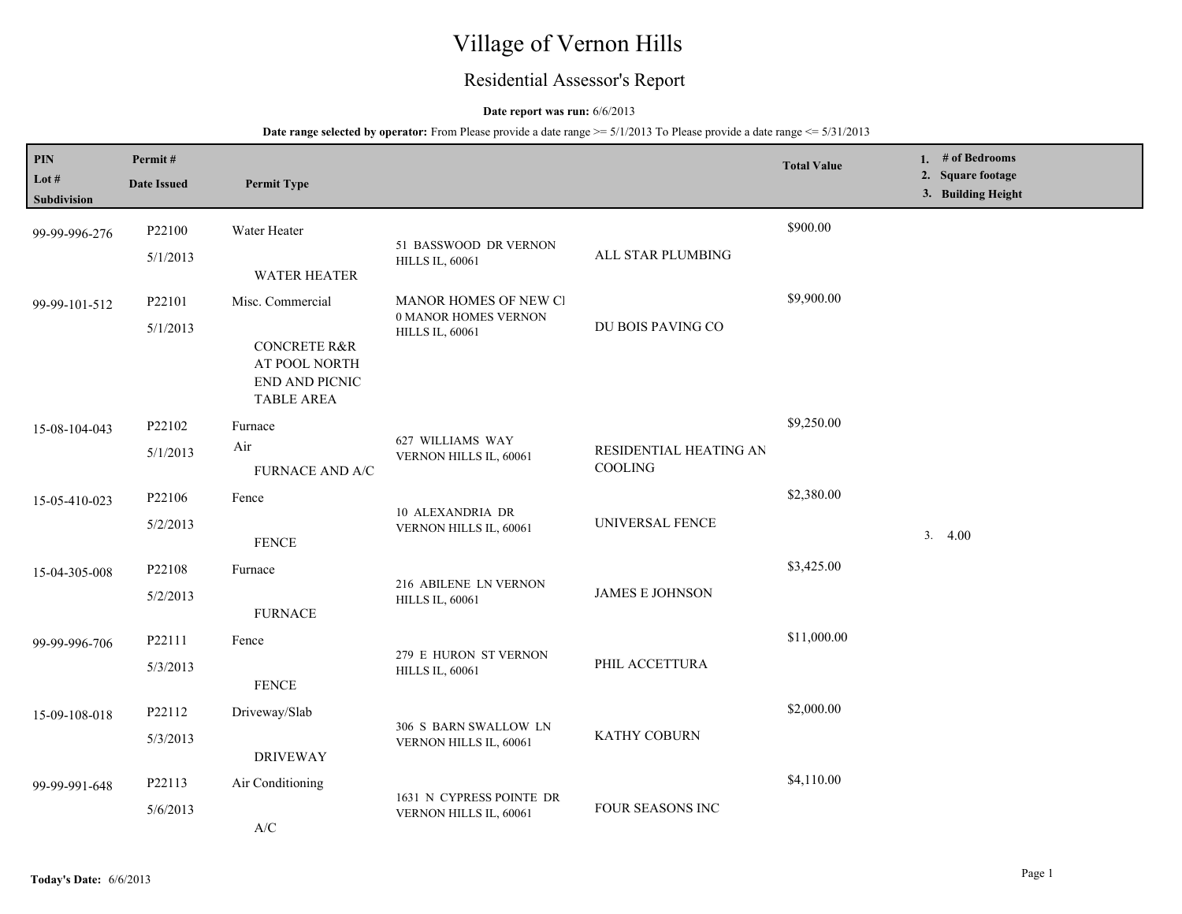# Village of Vernon Hills

## Residential Assessor's Report

**Date report was run:** 6/6/2013

**Date range selected by operator:** From Please provide a date range >= 5/1/2013 To Please provide a date range <= 5/31/2013

| PIN / Lot # / Subdivision | Permit # / Date Issued | Permit Type | | | Total Value | 1. # of Bedrooms 2. Square footage 3. Building Height |
|---|---|---|---|---|---|---|
| 99-99-996-276 | P22100 5/1/2013 | Water Heater WATER HEATER | 51 BASSWOOD DR VERNON HILLS IL, 60061 | ALL STAR PLUMBING | $900.00 | |
| 99-99-101-512 | P22101 5/1/2013 | Misc. Commercial CONCRETE R&R AT POOL NORTH END AND PICNIC TABLE AREA | MANOR HOMES OF NEW CI 0 MANOR HOMES VERNON HILLS IL, 60061 | DU BOIS PAVING CO | $9,900.00 | |
| 15-08-104-043 | P22102 5/1/2013 | Furnace Air FURNACE AND A/C | 627 WILLIAMS WAY VERNON HILLS IL, 60061 | RESIDENTIAL HEATING AN COOLING | $9,250.00 | |
| 15-05-410-023 | P22106 5/2/2013 | Fence FENCE | 10 ALEXANDRIA DR VERNON HILLS IL, 60061 | UNIVERSAL FENCE | $2,380.00 | 3. 4.00 |
| 15-04-305-008 | P22108 5/2/2013 | Furnace FURNACE | 216 ABILENE LN VERNON HILLS IL, 60061 | JAMES E JOHNSON | $3,425.00 | |
| 99-99-996-706 | P22111 5/3/2013 | Fence FENCE | 279 E HURON ST VERNON HILLS IL, 60061 | PHIL ACCETTURA | $11,000.00 | |
| 15-09-108-018 | P22112 5/3/2013 | Driveway/Slab DRIVEWAY | 306 S BARN SWALLOW LN VERNON HILLS IL, 60061 | KATHY COBURN | $2,000.00 | |
| 99-99-991-648 | P22113 5/6/2013 | Air Conditioning A/C | 1631 N CYPRESS POINTE DR VERNON HILLS IL, 60061 | FOUR SEASONS INC | $4,110.00 | |

**Today's Date:** 6/6/2013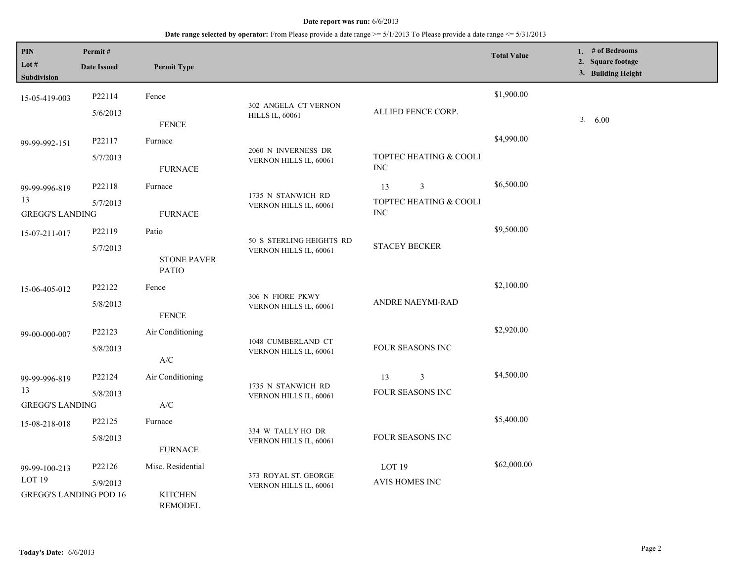**Date report was run:** 6/6/2013

**Date range selected by operator:** From Please provide a date range >= 5/1/2013 To Please provide a date range <= 5/31/2013

| PIN / Lot # / Subdivision | Permit # / Date Issued | Permit Type | | | Total Value | 1. # of Bedrooms 2. Square footage 3. Building Height |
|---|---|---|---|---|---|---|
| 15-05-419-003 | P22114 5/6/2013 | Fence FENCE | 302 ANGELA CT VERNON HILLS IL, 60061 | ALLIED FENCE CORP. | $1,900.00 | 3. 6.00 |
| 99-99-992-151 | P22117 5/7/2013 | Furnace FURNACE | 2060 N INVERNESS DR VERNON HILLS IL, 60061 | TOPTEC HEATING & COOLI INC | $4,990.00 | |
| 99-99-996-819 13 GREGG'S LANDING | P22118 5/7/2013 | Furnace FURNACE | 1735 N STANWICH RD VERNON HILLS IL, 60061 | 13 3 TOPTEC HEATING & COOLI INC | $6,500.00 | |
| 15-07-211-017 | P22119 5/7/2013 | Patio STONE PAVER PATIO | 50 S STERLING HEIGHTS RD VERNON HILLS IL, 60061 | STACEY BECKER | $9,500.00 | |
| 15-06-405-012 | P22122 5/8/2013 | Fence FENCE | 306 N FIORE PKWY VERNON HILLS IL, 60061 | ANDRE NAEYMI-RAD | $2,100.00 | |
| 99-00-000-007 | P22123 5/8/2013 | Air Conditioning A/C | 1048 CUMBERLAND CT VERNON HILLS IL, 60061 | FOUR SEASONS INC | $2,920.00 | |
| 99-99-996-819 13 GREGG'S LANDING | P22124 5/8/2013 | Air Conditioning A/C | 1735 N STANWICH RD VERNON HILLS IL, 60061 | 13 3 FOUR SEASONS INC | $4,500.00 | |
| 15-08-218-018 | P22125 5/8/2013 | Furnace FURNACE | 334 W TALLY HO DR VERNON HILLS IL, 60061 | FOUR SEASONS INC | $5,400.00 | |
| 99-99-100-213 LOT 19 GREGG'S LANDING POD 16 | P22126 5/9/2013 | Misc. Residential KITCHEN REMODEL | 373 ROYAL ST. GEORGE VERNON HILLS IL, 60061 | LOT 19 AVIS HOMES INC | $62,000.00 | |

**Today's Date:** 6/6/2013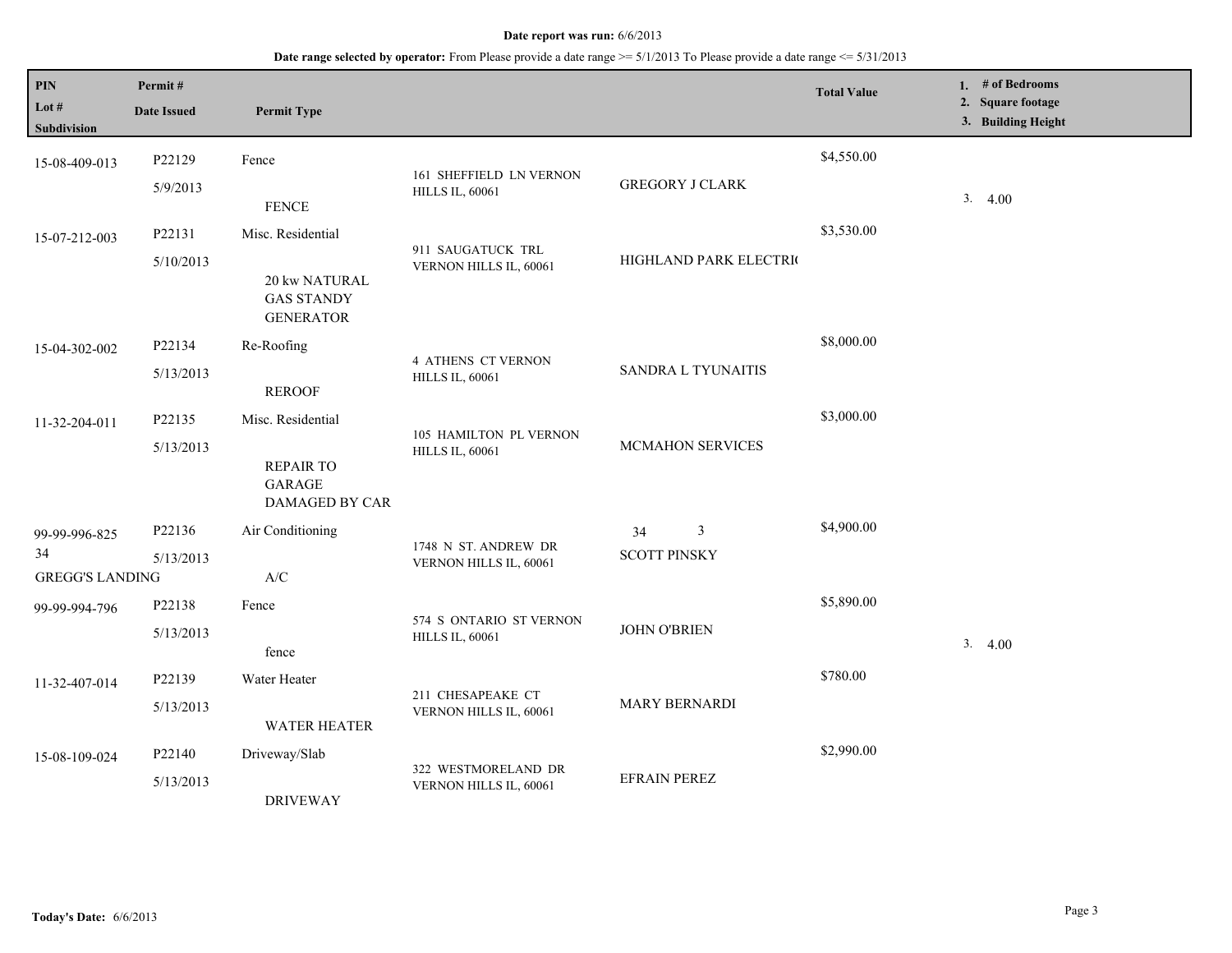**Date report was run:** 6/6/2013

**Date range selected by operator:** From Please provide a date range >= 5/1/2013 To Please provide a date range <= 5/31/2013

| PIN / Lot # / Subdivision | Permit # / Date Issued | Permit Type | Address | Owner/Contractor | Total Value | 1. # of Bedrooms 2. Square footage 3. Building Height |
|---|---|---|---|---|---|---|
| 15-08-409-013 | P22129 5/9/2013 | Fence FENCE | 161 SHEFFIELD LN VERNON HILLS IL, 60061 | GREGORY J CLARK | $4,550.00 | 3. 4.00 |
| 15-07-212-003 | P22131 5/10/2013 | Misc. Residential 20 kw NATURAL GAS STANDY GENERATOR | 911 SAUGATUCK TRL VERNON HILLS IL, 60061 | HIGHLAND PARK ELECTRI( | $3,530.00 | |
| 15-04-302-002 | P22134 5/13/2013 | Re-Roofing REROOF | 4 ATHENS CT VERNON HILLS IL, 60061 | SANDRA L TYUNAITIS | $8,000.00 | |
| 11-32-204-011 | P22135 5/13/2013 | Misc. Residential REPAIR TO GARAGE DAMAGED BY CAR | 105 HAMILTON PL VERNON HILLS IL, 60061 | MCMAHON SERVICES | $3,000.00 | |
| 99-99-996-825 34 GREGG'S LANDING | P22136 5/13/2013 | Air Conditioning A/C | 1748 N ST. ANDREW DR VERNON HILLS IL, 60061 | 34 3 SCOTT PINSKY | $4,900.00 | |
| 99-99-994-796 | P22138 5/13/2013 | Fence fence | 574 S ONTARIO ST VERNON HILLS IL, 60061 | JOHN O'BRIEN | $5,890.00 | 3. 4.00 |
| 11-32-407-014 | P22139 5/13/2013 | Water Heater WATER HEATER | 211 CHESAPEAKE CT VERNON HILLS IL, 60061 | MARY BERNARDI | $780.00 | |
| 15-08-109-024 | P22140 5/13/2013 | Driveway/Slab DRIVEWAY | 322 WESTMORELAND DR VERNON HILLS IL, 60061 | EFRAIN PEREZ | $2,990.00 | |

**Today's Date:** 6/6/2013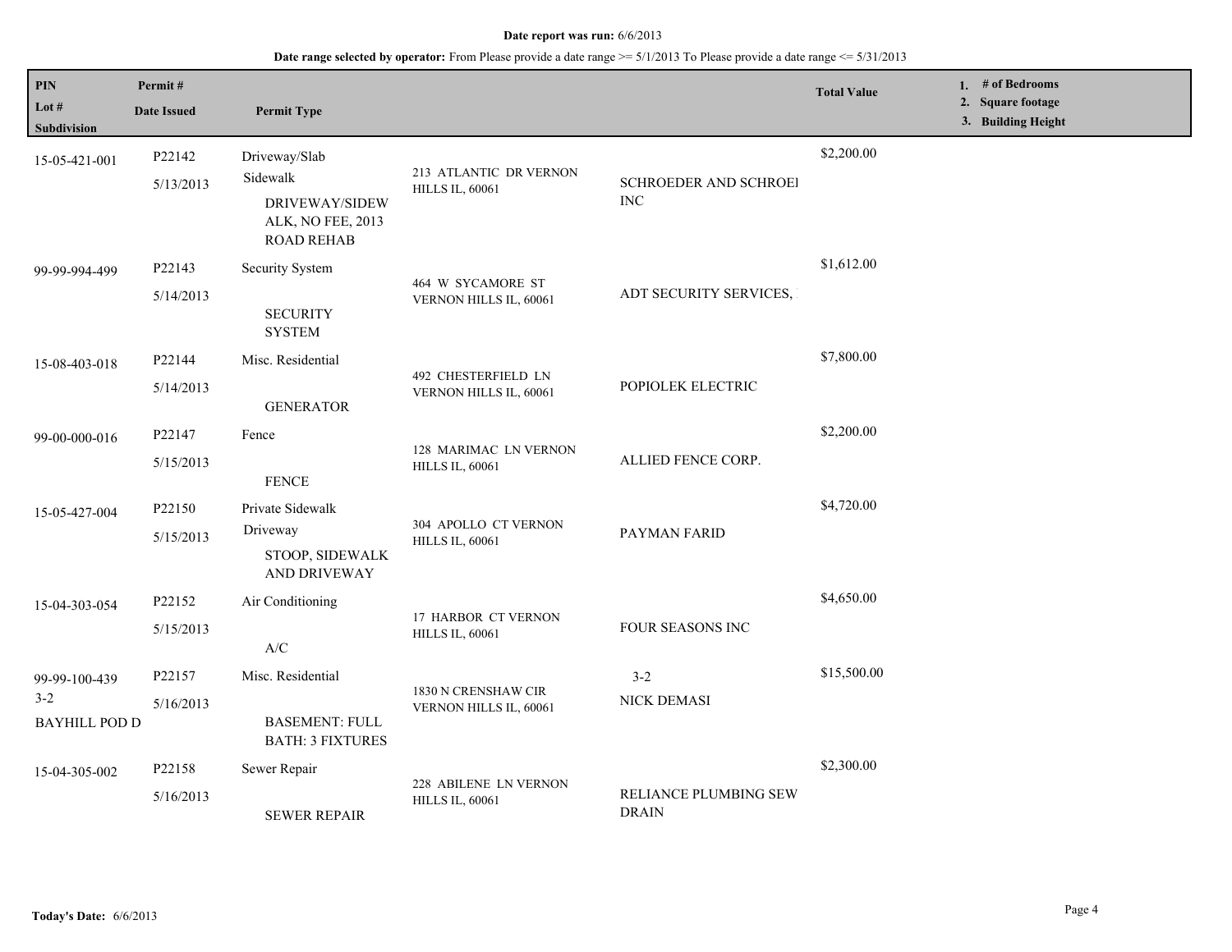**Date report was run:** 6/6/2013

**Date range selected by operator:** From Please provide a date range >= 5/1/2013 To Please provide a date range <= 5/31/2013

| PIN / Lot # / Subdivision | Permit # / Date Issued | Permit Type | | | Total Value | 1. # of Bedrooms 2. Square footage 3. Building Height |
|---|---|---|---|---|---|---|
| 15-05-421-001 | P22142 5/13/2013 | Driveway/Slab Sidewalk DRIVEWAY/SIDEWALK, NO FEE, 2013 ROAD REHAB | 213 ATLANTIC DR VERNON HILLS IL, 60061 | SCHROEDER AND SCHROEI INC | $2,200.00 | |
| 99-99-994-499 | P22143 5/14/2013 | Security System SECURITY SYSTEM | 464 W SYCAMORE ST VERNON HILLS IL, 60061 | ADT SECURITY SERVICES, | $1,612.00 | |
| 15-08-403-018 | P22144 5/14/2013 | Misc. Residential GENERATOR | 492 CHESTERFIELD LN VERNON HILLS IL, 60061 | POPIOLEK ELECTRIC | $7,800.00 | |
| 99-00-000-016 | P22147 5/15/2013 | Fence FENCE | 128 MARIMAC LN VERNON HILLS IL, 60061 | ALLIED FENCE CORP. | $2,200.00 | |
| 15-05-427-004 | P22150 5/15/2013 | Private Sidewalk Driveway STOOP, SIDEWALK AND DRIVEWAY | 304 APOLLO CT VERNON HILLS IL, 60061 | PAYMAN FARID | $4,720.00 | |
| 15-04-303-054 | P22152 5/15/2013 | Air Conditioning A/C | 17 HARBOR CT VERNON HILLS IL, 60061 | FOUR SEASONS INC | $4,650.00 | |
| 99-99-100-439 3-2 BAYHILL POD D | P22157 5/16/2013 | Misc. Residential BASEMENT: FULL BATH: 3 FIXTURES | 1830 N CRENSHAW CIR VERNON HILLS IL, 60061 | 3-2 NICK DEMASI | $15,500.00 | |
| 15-04-305-002 | P22158 5/16/2013 | Sewer Repair SEWER REPAIR | 228 ABILENE LN VERNON HILLS IL, 60061 | RELIANCE PLUMBING SEW DRAIN | $2,300.00 | |

**Today's Date:** 6/6/2013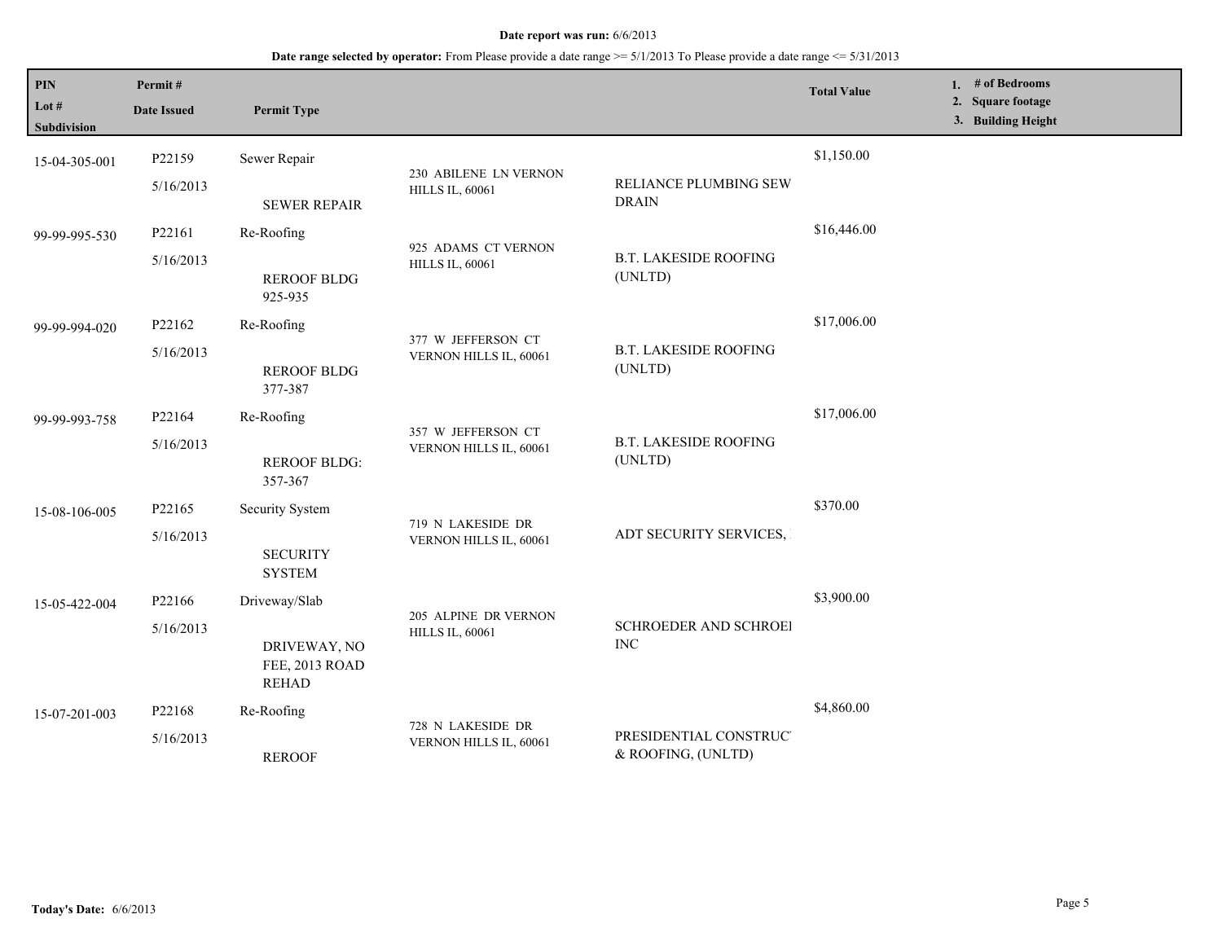**Date report was run:** 6/6/2013

**Date range selected by operator:** From Please provide a date range >= 5/1/2013 To Please provide a date range <= 5/31/2013

| PIN / Lot # / Subdivision | Permit # / Date Issued | Permit Type | | | Total Value | 1. # of Bedrooms 2. Square footage 3. Building Height |
|---|---|---|---|---|---|---|
| 15-04-305-001 | P22159 5/16/2013 | Sewer Repair SEWER REPAIR | 230 ABILENE LN VERNON HILLS IL, 60061 | RELIANCE PLUMBING SEW DRAIN | $1,150.00 | |
| 99-99-995-530 | P22161 5/16/2013 | Re-Roofing REROOF BLDG 925-935 | 925 ADAMS CT VERNON HILLS IL, 60061 | B.T. LAKESIDE ROOFING (UNLTD) | $16,446.00 | |
| 99-99-994-020 | P22162 5/16/2013 | Re-Roofing REROOF BLDG 377-387 | 377 W JEFFERSON CT VERNON HILLS IL, 60061 | B.T. LAKESIDE ROOFING (UNLTD) | $17,006.00 | |
| 99-99-993-758 | P22164 5/16/2013 | Re-Roofing REROOF BLDG: 357-367 | 357 W JEFFERSON CT VERNON HILLS IL, 60061 | B.T. LAKESIDE ROOFING (UNLTD) | $17,006.00 | |
| 15-08-106-005 | P22165 5/16/2013 | Security System SECURITY SYSTEM | 719 N LAKESIDE DR VERNON HILLS IL, 60061 | ADT SECURITY SERVICES, | $370.00 | |
| 15-05-422-004 | P22166 5/16/2013 | Driveway/Slab DRIVEWAY, NO FEE, 2013 ROAD REHAD | 205 ALPINE DR VERNON HILLS IL, 60061 | SCHROEDER AND SCHROEI INC | $3,900.00 | |
| 15-07-201-003 | P22168 5/16/2013 | Re-Roofing REROOF | 728 N LAKESIDE DR VERNON HILLS IL, 60061 | PRESIDENTIAL CONSTRUC & ROOFING, (UNLTD) | $4,860.00 | |

**Today's Date:** 6/6/2013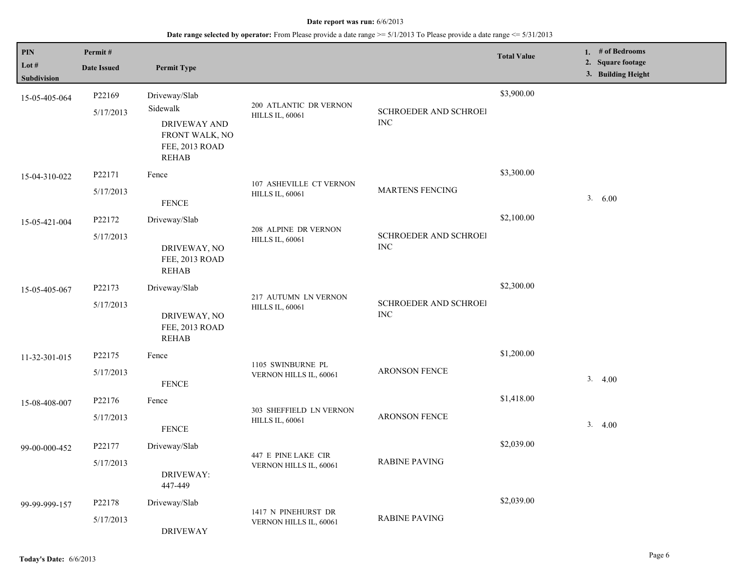**Date report was run:** 6/6/2013

**Date range selected by operator:** From Please provide a date range >= 5/1/2013 To Please provide a date range <= 5/31/2013

| PIN<br>Lot #<br>Subdivision | Permit #<br>Date Issued | Permit Type | | | Total Value | 1. # of Bedrooms<br>2. Square footage<br>3. Building Height |
|---|---|---|---|---|---|---|
| 15-05-405-064 | P22169<br>5/17/2013 | Driveway/Slab<br>Sidewalk<br>DRIVEWAY AND FRONT WALK, NO FEE, 2013 ROAD REHAB | 200 ATLANTIC DR VERNON HILLS IL, 60061 | SCHROEDER AND SCHROEI INC | $3,900.00 | |
| 15-04-310-022 | P22171<br>5/17/2013 | Fence<br>FENCE | 107 ASHEVILLE CT VERNON HILLS IL, 60061 | MARTENS FENCING | $3,300.00 | 3. 6.00 |
| 15-05-421-004 | P22172<br>5/17/2013 | Driveway/Slab<br>DRIVEWAY, NO FEE, 2013 ROAD REHAB | 208 ALPINE DR VERNON HILLS IL, 60061 | SCHROEDER AND SCHROEI INC | $2,100.00 | |
| 15-05-405-067 | P22173<br>5/17/2013 | Driveway/Slab<br>DRIVEWAY, NO FEE, 2013 ROAD REHAB | 217 AUTUMN LN VERNON HILLS IL, 60061 | SCHROEDER AND SCHROEI INC | $2,300.00 | |
| 11-32-301-015 | P22175<br>5/17/2013 | Fence<br>FENCE | 1105 SWINBURNE PL VERNON HILLS IL, 60061 | ARONSON FENCE | $1,200.00 | 3. 4.00 |
| 15-08-408-007 | P22176<br>5/17/2013 | Fence<br>FENCE | 303 SHEFFIELD LN VERNON HILLS IL, 60061 | ARONSON FENCE | $1,418.00 | 3. 4.00 |
| 99-00-000-452 | P22177<br>5/17/2013 | Driveway/Slab<br>DRIVEWAY: 447-449 | 447 E PINE LAKE CIR VERNON HILLS IL, 60061 | RABINE PAVING | $2,039.00 | |
| 99-99-999-157 | P22178<br>5/17/2013 | Driveway/Slab<br>DRIVEWAY | 1417 N PINEHURST DR VERNON HILLS IL, 60061 | RABINE PAVING | $2,039.00 | |

**Today's Date:** 6/6/2013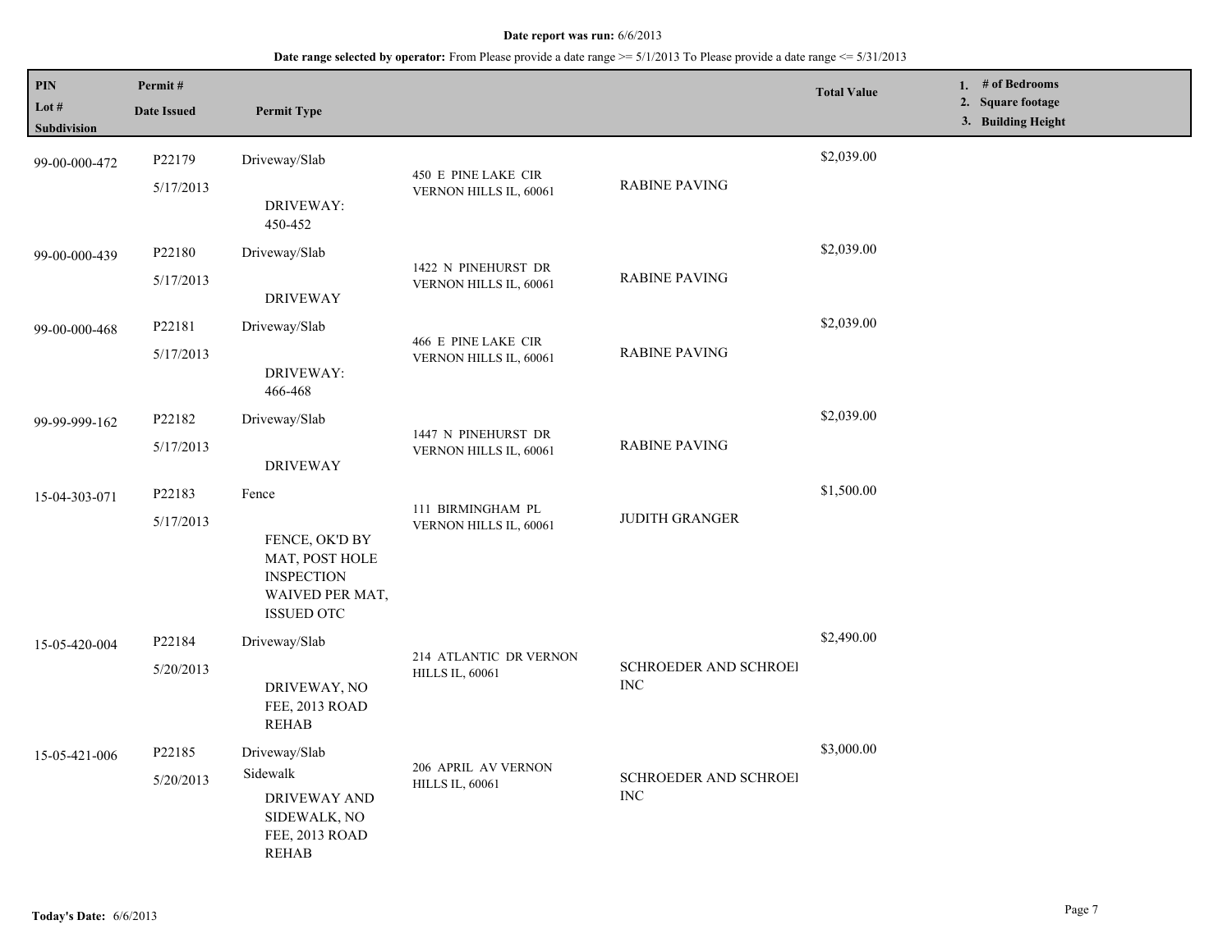**Date report was run:** 6/6/2013

**Date range selected by operator:** From Please provide a date range >= 5/1/2013 To Please provide a date range <= 5/31/2013

| PIN<br>Lot #<br>Subdivision | Permit #<br>Date Issued | Permit Type | | | Total Value | 1. # of Bedrooms<br>2. Square footage<br>3. Building Height |
|---|---|---|---|---|---|---|
| 99-00-000-472 | P22179<br>5/17/2013 | Driveway/Slab<br>DRIVEWAY: 450-452 | 450 E PINE LAKE CIR VERNON HILLS IL, 60061 | RABINE PAVING | $2,039.00 | |
| 99-00-000-439 | P22180<br>5/17/2013 | Driveway/Slab<br>DRIVEWAY | 1422 N PINEHURST DR VERNON HILLS IL, 60061 | RABINE PAVING | $2,039.00 | |
| 99-00-000-468 | P22181<br>5/17/2013 | Driveway/Slab<br>DRIVEWAY: 466-468 | 466 E PINE LAKE CIR VERNON HILLS IL, 60061 | RABINE PAVING | $2,039.00 | |
| 99-99-999-162 | P22182<br>5/17/2013 | Driveway/Slab<br>DRIVEWAY | 1447 N PINEHURST DR VERNON HILLS IL, 60061 | RABINE PAVING | $2,039.00 | |
| 15-04-303-071 | P22183<br>5/17/2013 | Fence<br>FENCE, OK'D BY MAT, POST HOLE INSPECTION WAIVED PER MAT, ISSUED OTC | 111 BIRMINGHAM PL VERNON HILLS IL, 60061 | JUDITH GRANGER | $1,500.00 | |
| 15-05-420-004 | P22184<br>5/20/2013 | Driveway/Slab<br>DRIVEWAY, NO FEE, 2013 ROAD REHAB | 214 ATLANTIC DR VERNON HILLS IL, 60061 | SCHROEDER AND SCHROEI INC | $2,490.00 | |
| 15-05-421-006 | P22185<br>5/20/2013 | Driveway/Slab<br>Sidewalk<br>DRIVEWAY AND SIDEWALK, NO FEE, 2013 ROAD REHAB | 206 APRIL AV VERNON HILLS IL, 60061 | SCHROEDER AND SCHROEI INC | $3,000.00 | |

**Today's Date:** 6/6/2013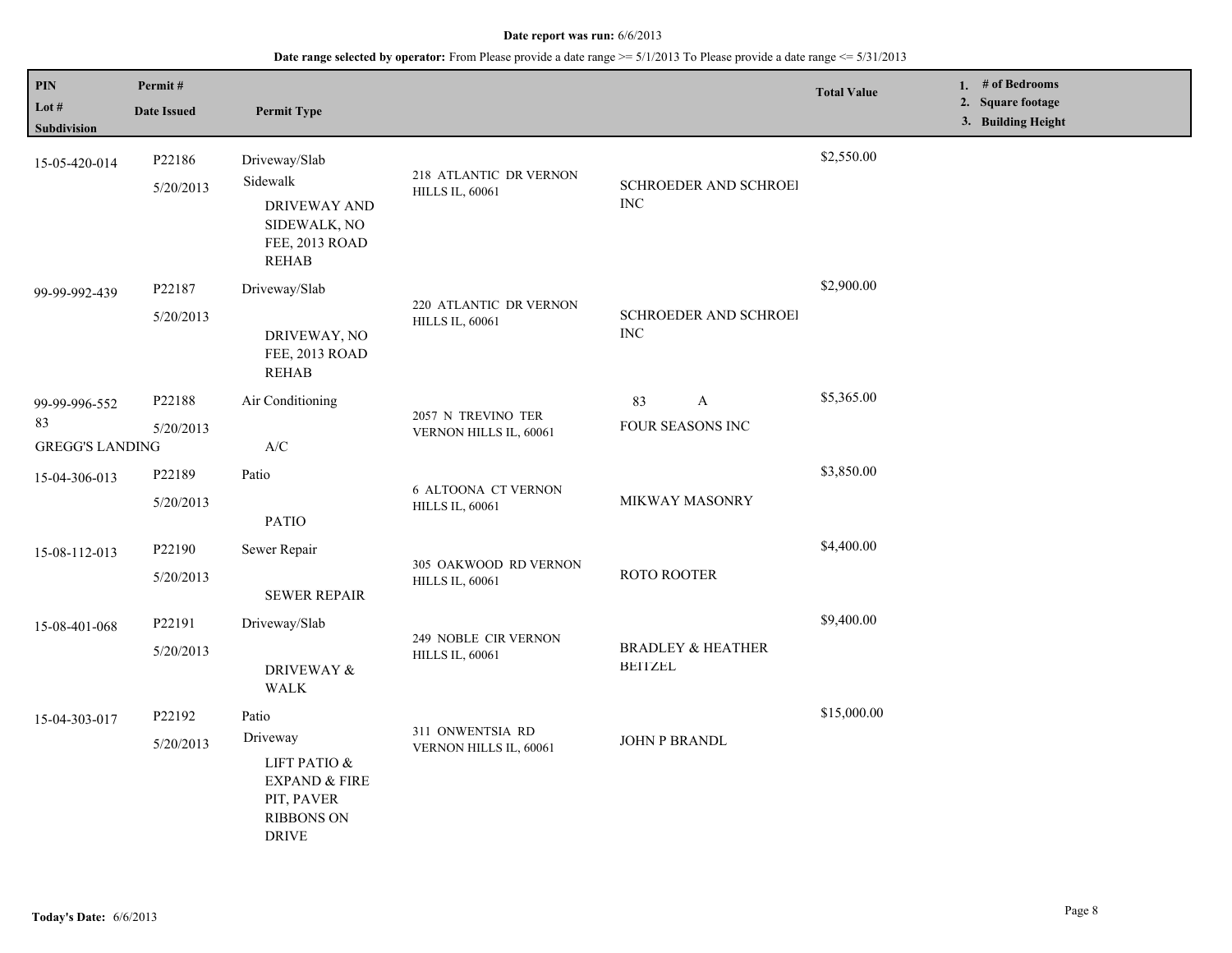**Date report was run:** 6/6/2013

**Date range selected by operator:** From Please provide a date range >= 5/1/2013 To Please provide a date range <= 5/31/2013

| PIN / Lot # / Subdivision | Permit # / Date Issued | Permit Type | | | Total Value | 1. # of Bedrooms 2. Square footage 3. Building Height |
|---|---|---|---|---|---|---|
| 15-05-420-014 | P22186 5/20/2013 | Driveway/Slab Sidewalk DRIVEWAY AND SIDEWALK, NO FEE, 2013 ROAD REHAB | 218 ATLANTIC DR VERNON HILLS IL, 60061 | SCHROEDER AND SCHROEI INC | $2,550.00 | |
| 99-99-992-439 | P22187 5/20/2013 | Driveway/Slab DRIVEWAY, NO FEE, 2013 ROAD REHAB | 220 ATLANTIC DR VERNON HILLS IL, 60061 | SCHROEDER AND SCHROEI INC | $2,900.00 | |
| 99-99-996-552 83 GREGG'S LANDING | P22188 5/20/2013 | Air Conditioning A/C | 2057 N TREVINO TER VERNON HILLS IL, 60061 | 83 A FOUR SEASONS INC | $5,365.00 | |
| 15-04-306-013 | P22189 5/20/2013 | Patio PATIO | 6 ALTOONA CT VERNON HILLS IL, 60061 | MIKWAY MASONRY | $3,850.00 | |
| 15-08-112-013 | P22190 5/20/2013 | Sewer Repair SEWER REPAIR | 305 OAKWOOD RD VERNON HILLS IL, 60061 | ROTO ROOTER | $4,400.00 | |
| 15-08-401-068 | P22191 5/20/2013 | Driveway/Slab DRIVEWAY & WALK | 249 NOBLE CIR VERNON HILLS IL, 60061 | BRADLEY & HEATHER BEITZEL | $9,400.00 | |
| 15-04-303-017 | P22192 5/20/2013 | Patio Driveway LIFT PATIO & EXPAND & FIRE PIT, PAVER RIBBONS ON DRIVE | 311 ONWENTSIA RD VERNON HILLS IL, 60061 | JOHN P BRANDL | $15,000.00 | |

**Today's Date:** 6/6/2013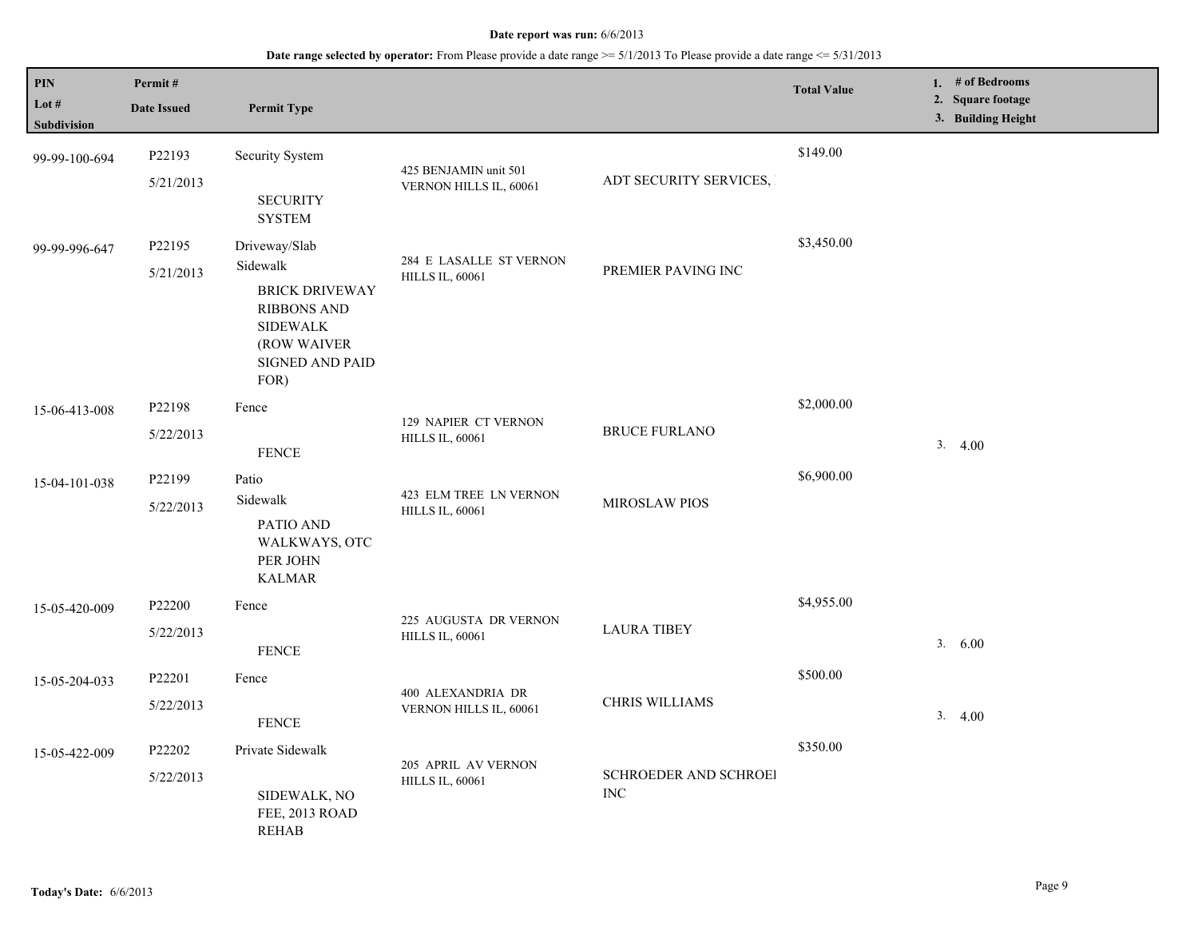**Date report was run:** 6/6/2013

**Date range selected by operator:** From Please provide a date range >= 5/1/2013 To Please provide a date range <= 5/31/2013

| PIN<br>Lot #<br>Subdivision | Permit #<br>Date Issued | Permit Type | | | Total Value | 1. # of Bedrooms<br>2. Square footage<br>3. Building Height |
|---|---|---|---|---|---|---|
| 99-99-100-694 | P22193<br>5/21/2013 | Security System<br>SECURITY SYSTEM | 425 BENJAMIN unit 501 VERNON HILLS IL, 60061 | ADT SECURITY SERVICES, | $149.00 | |
| 99-99-996-647 | P22195<br>5/21/2013 | Driveway/Slab<br>Sidewalk<br>BRICK DRIVEWAY RIBBONS AND SIDEWALK (ROW WAIVER SIGNED AND PAID FOR) | 284 E LASALLE ST VERNON HILLS IL, 60061 | PREMIER PAVING INC | $3,450.00 | |
| 15-06-413-008 | P22198<br>5/22/2013 | Fence<br>FENCE | 129 NAPIER CT VERNON HILLS IL, 60061 | BRUCE FURLANO | $2,000.00 | 3. 4.00 |
| 15-04-101-038 | P22199<br>5/22/2013 | Patio<br>Sidewalk<br>PATIO AND WALKWAYS, OTC PER JOHN KALMAR | 423 ELM TREE LN VERNON HILLS IL, 60061 | MIROSLAW PIOS | $6,900.00 | |
| 15-05-420-009 | P22200<br>5/22/2013 | Fence<br>FENCE | 225 AUGUSTA DR VERNON HILLS IL, 60061 | LAURA TIBEY | $4,955.00 | 3. 6.00 |
| 15-05-204-033 | P22201<br>5/22/2013 | Fence<br>FENCE | 400 ALEXANDRIA DR VERNON HILLS IL, 60061 | CHRIS WILLIAMS | $500.00 | 3. 4.00 |
| 15-05-422-009 | P22202<br>5/22/2013 | Private Sidewalk<br>SIDEWALK, NO FEE, 2013 ROAD REHAB | 205 APRIL AV VERNON HILLS IL, 60061 | SCHROEDER AND SCHROEI INC | $350.00 | |

**Today's Date:** 6/6/2013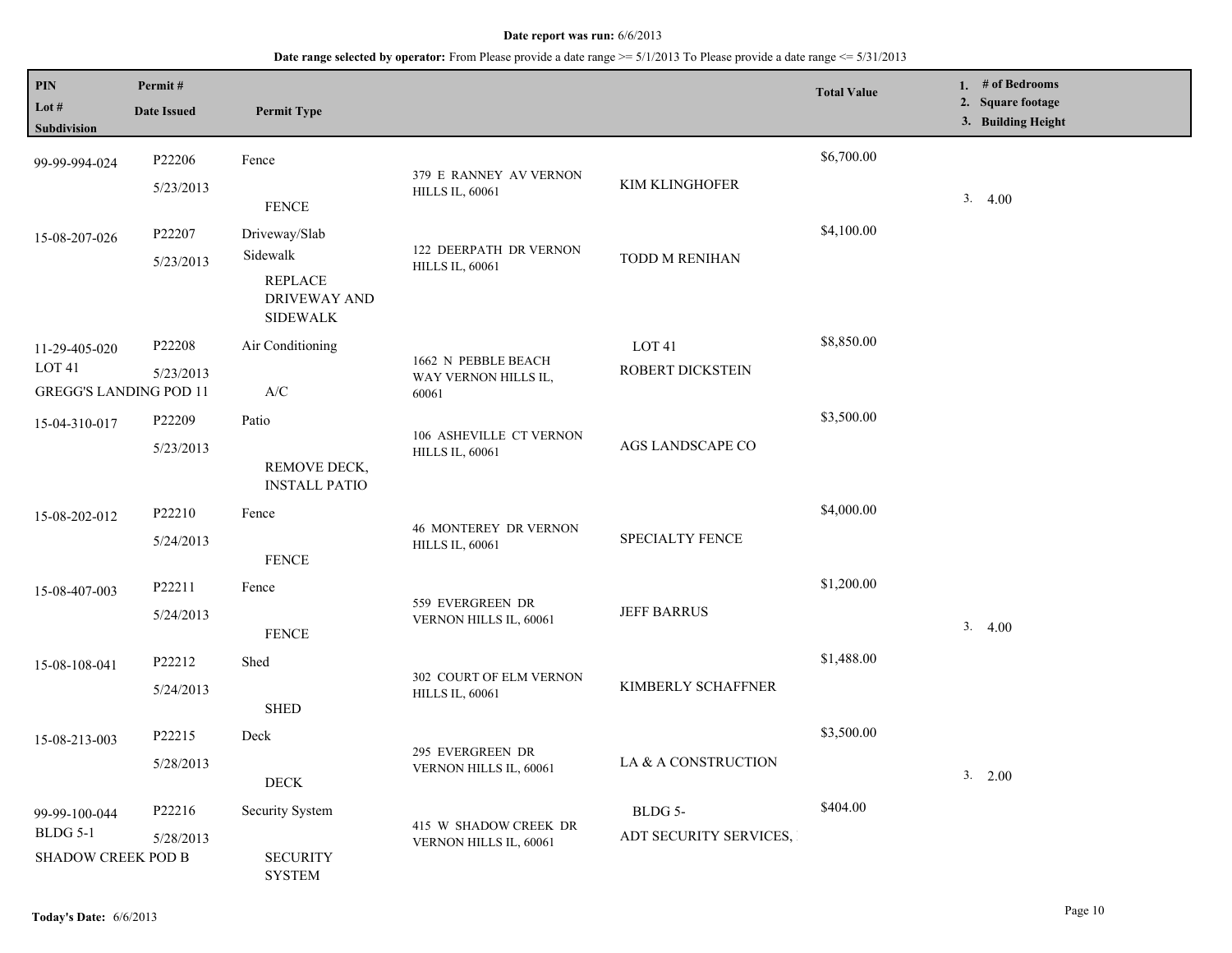**Date report was run:** 6/6/2013

**Date range selected by operator:** From Please provide a date range >= 5/1/2013 To Please provide a date range <= 5/31/2013

| PIN / Lot # / Subdivision | Permit # / Date Issued | Permit Type | | | Total Value | 1. # of Bedrooms 2. Square footage 3. Building Height |
|---|---|---|---|---|---|---|
| 99-99-994-024 | P22206 5/23/2013 | Fence FENCE | 379 E RANNEY AV VERNON HILLS IL, 60061 | KIM KLINGHOFER | $6,700.00 | 3. 4.00 |
| 15-08-207-026 | P22207 5/23/2013 | Driveway/Slab Sidewalk REPLACE DRIVEWAY AND SIDEWALK | 122 DEERPATH DR VERNON HILLS IL, 60061 | TODD M RENIHAN | $4,100.00 | |
| 11-29-405-020 LOT 41 GREGG'S LANDING POD 11 | P22208 5/23/2013 | Air Conditioning A/C | 1662 N PEBBLE BEACH WAY VERNON HILLS IL, 60061 | LOT 41 ROBERT DICKSTEIN | $8,850.00 | |
| 15-04-310-017 | P22209 5/23/2013 | Patio REMOVE DECK, INSTALL PATIO | 106 ASHEVILLE CT VERNON HILLS IL, 60061 | AGS LANDSCAPE CO | $3,500.00 | |
| 15-08-202-012 | P22210 5/24/2013 | Fence FENCE | 46 MONTEREY DR VERNON HILLS IL, 60061 | SPECIALTY FENCE | $4,000.00 | |
| 15-08-407-003 | P22211 5/24/2013 | Fence FENCE | 559 EVERGREEN DR VERNON HILLS IL, 60061 | JEFF BARRUS | $1,200.00 | 3. 4.00 |
| 15-08-108-041 | P22212 5/24/2013 | Shed SHED | 302 COURT OF ELM VERNON HILLS IL, 60061 | KIMBERLY SCHAFFNER | $1,488.00 | |
| 15-08-213-003 | P22215 5/28/2013 | Deck DECK | 295 EVERGREEN DR VERNON HILLS IL, 60061 | LA & A CONSTRUCTION | $3,500.00 | 3. 2.00 |
| 99-99-100-044 BLDG 5-1 SHADOW CREEK POD B | P22216 5/28/2013 | Security System SECURITY SYSTEM | 415 W SHADOW CREEK DR VERNON HILLS IL, 60061 | BLDG 5- ADT SECURITY SERVICES, | $404.00 | |

**Today's Date:** 6/6/2013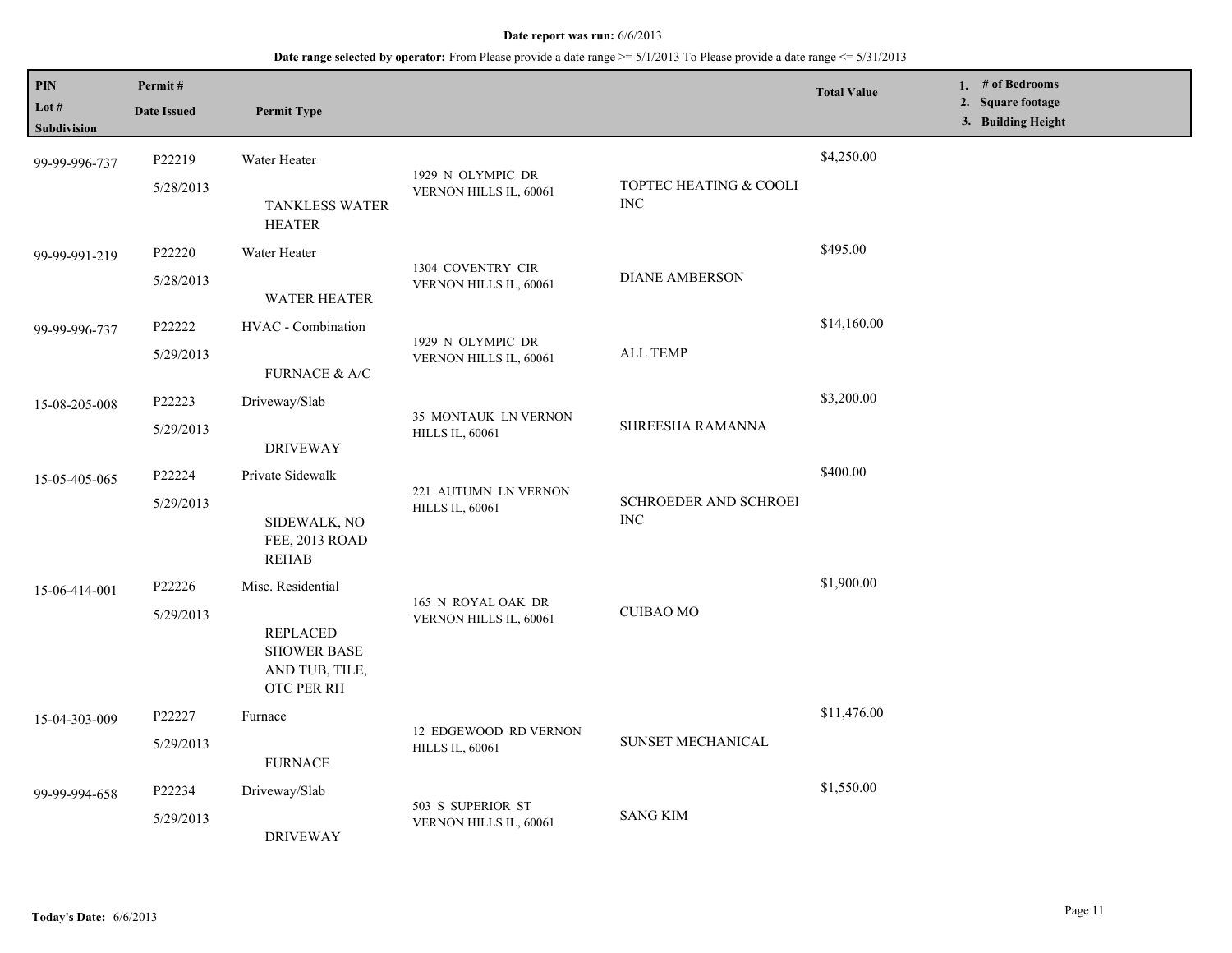**Date report was run:** 6/6/2013

**Date range selected by operator:** From Please provide a date range >= 5/1/2013 To Please provide a date range <= 5/31/2013

| PIN<br>Lot #<br>Subdivision | Permit #<br>Date Issued | Permit Type | | | Total Value | 1. # of Bedrooms<br>2. Square footage<br>3. Building Height |
|---|---|---|---|---|---|---|
| 99-99-996-737 | P22219<br>5/28/2013 | Water Heater<br>TANKLESS WATER HEATER | 1929 N OLYMPIC DR VERNON HILLS IL, 60061 | TOPTEC HEATING & COOLI INC | $4,250.00 | |
| 99-99-991-219 | P22220<br>5/28/2013 | Water Heater<br>WATER HEATER | 1304 COVENTRY CIR VERNON HILLS IL, 60061 | DIANE AMBERSON | $495.00 | |
| 99-99-996-737 | P22222<br>5/29/2013 | HVAC - Combination<br>FURNACE & A/C | 1929 N OLYMPIC DR VERNON HILLS IL, 60061 | ALL TEMP | $14,160.00 | |
| 15-08-205-008 | P22223<br>5/29/2013 | Driveway/Slab<br>DRIVEWAY | 35 MONTAUK LN VERNON HILLS IL, 60061 | SHREESHA RAMANNA | $3,200.00 | |
| 15-05-405-065 | P22224<br>5/29/2013 | Private Sidewalk<br>SIDEWALK, NO FEE, 2013 ROAD REHAB | 221 AUTUMN LN VERNON HILLS IL, 60061 | SCHROEDER AND SCHROEI INC | $400.00 | |
| 15-06-414-001 | P22226<br>5/29/2013 | Misc. Residential<br>REPLACED SHOWER BASE AND TUB, TILE, OTC PER RH | 165 N ROYAL OAK DR VERNON HILLS IL, 60061 | CUIBAO MO | $1,900.00 | |
| 15-04-303-009 | P22227<br>5/29/2013 | Furnace<br>FURNACE | 12 EDGEWOOD RD VERNON HILLS IL, 60061 | SUNSET MECHANICAL | $11,476.00 | |
| 99-99-994-658 | P22234<br>5/29/2013 | Driveway/Slab<br>DRIVEWAY | 503 S SUPERIOR ST VERNON HILLS IL, 60061 | SANG KIM | $1,550.00 | |

**Today's Date:** 6/6/2013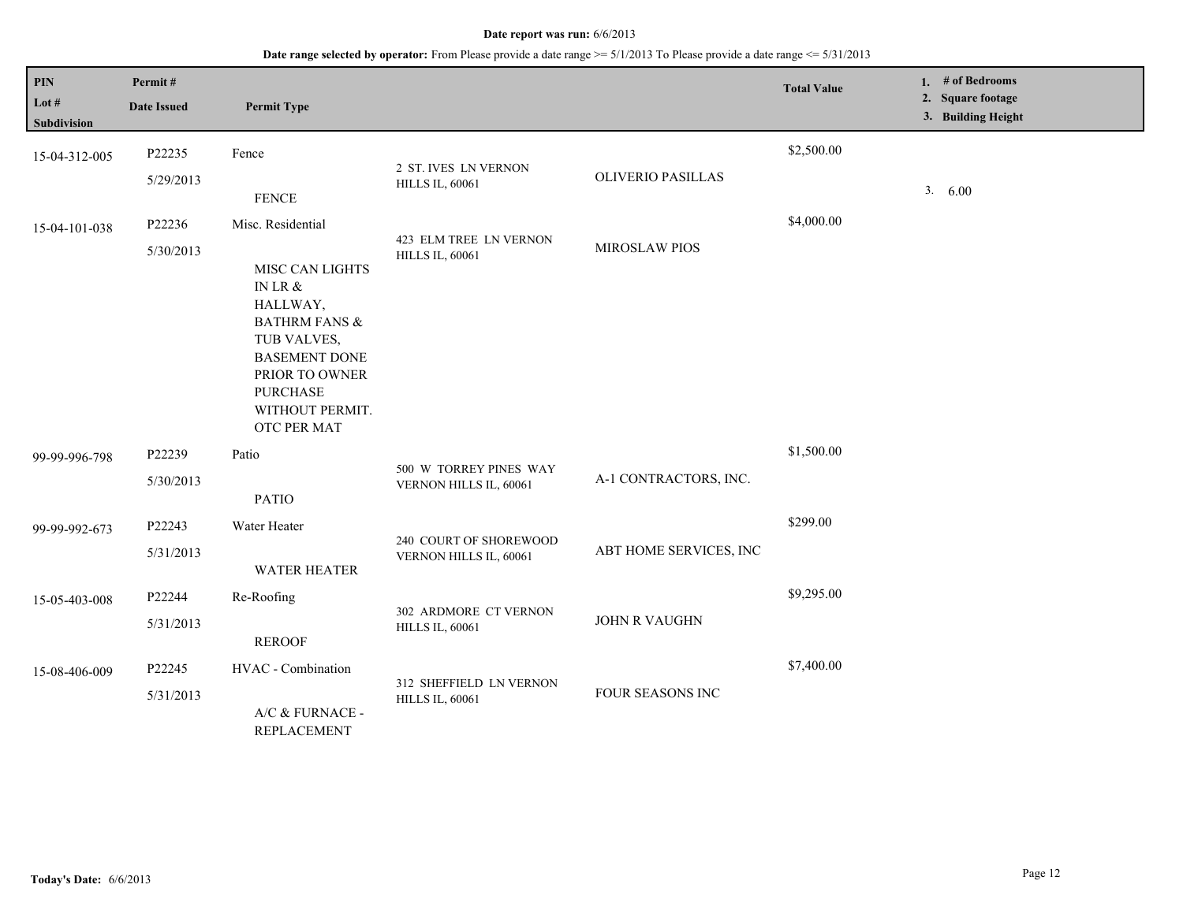**Date report was run:** 6/6/2013

**Date range selected by operator:** From Please provide a date range >= 5/1/2013 To Please provide a date range <= 5/31/2013

| PIN<br>Lot #<br>Subdivision | Permit #<br>Date Issued | Permit Type | | | Total Value | 1. # of Bedrooms<br>2. Square footage<br>3. Building Height |
|---|---|---|---|---|---|---|
| 15-04-312-005 | P22235<br>5/29/2013 | Fence<br>FENCE | 2 ST. IVES LN VERNON HILLS IL, 60061 | OLIVERIO PASILLAS | $2,500.00 | 3. 6.00 |
| 15-04-101-038 | P22236<br>5/30/2013 | Misc. Residential<br>MISC CAN LIGHTS IN LR & HALLWAY, BATHRM FANS & TUB VALVES, BASEMENT DONE PRIOR TO OWNER PURCHASE WITHOUT PERMIT. OTC PER MAT | 423 ELM TREE LN VERNON HILLS IL, 60061 | MIROSLAW PIOS | $4,000.00 | |
| 99-99-996-798 | P22239<br>5/30/2013 | Patio<br>PATIO | 500 W TORREY PINES WAY VERNON HILLS IL, 60061 | A-1 CONTRACTORS, INC. | $1,500.00 | |
| 99-99-992-673 | P22243<br>5/31/2013 | Water Heater<br>WATER HEATER | 240 COURT OF SHOREWOOD VERNON HILLS IL, 60061 | ABT HOME SERVICES, INC | $299.00 | |
| 15-05-403-008 | P22244<br>5/31/2013 | Re-Roofing<br>REROOF | 302 ARDMORE CT VERNON HILLS IL, 60061 | JOHN R VAUGHN | $9,295.00 | |
| 15-08-406-009 | P22245<br>5/31/2013 | HVAC - Combination<br>A/C & FURNACE - REPLACEMENT | 312 SHEFFIELD LN VERNON HILLS IL, 60061 | FOUR SEASONS INC | $7,400.00 | |

**Today's Date:** 6/6/2013